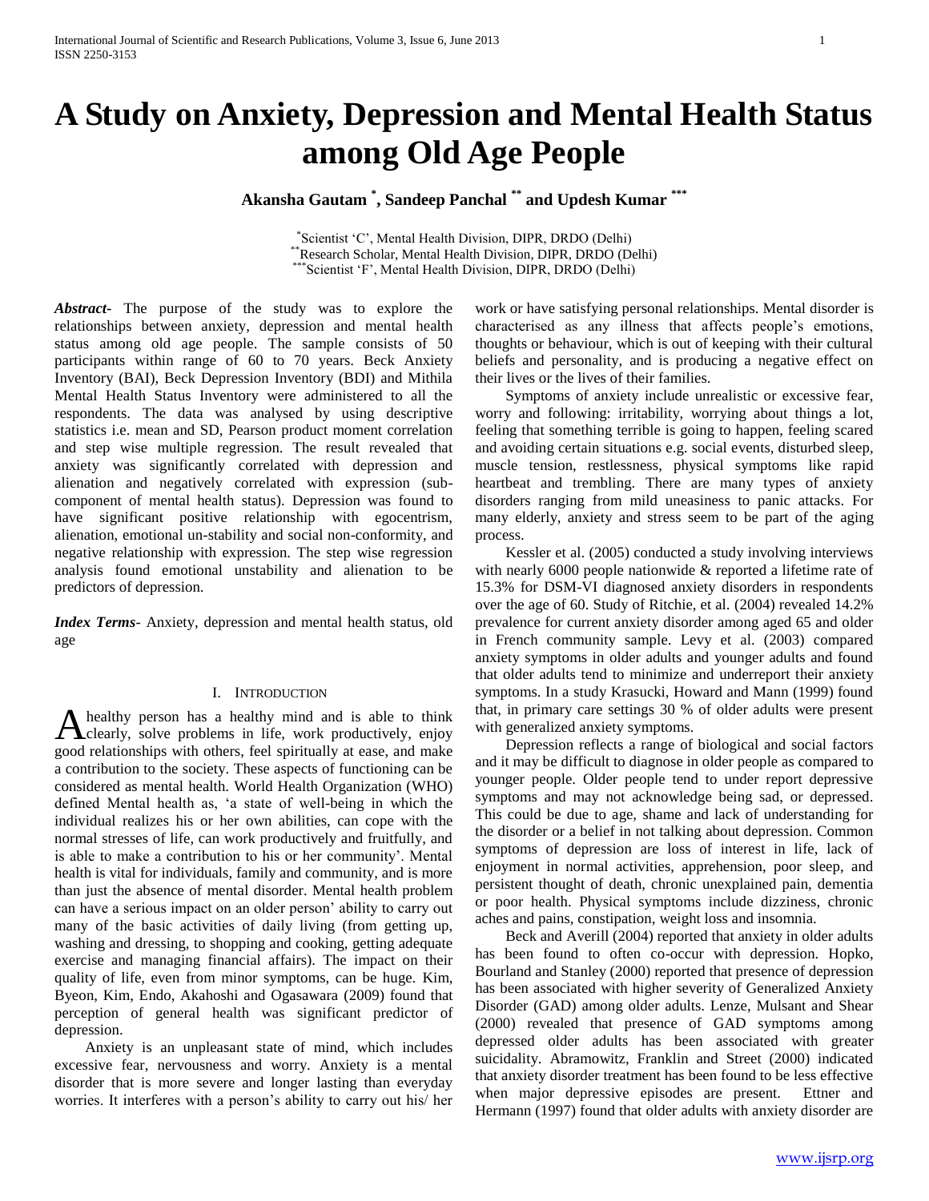# A Study on Anxiety, Depression and Mental Health Status among Old Age People

**Akansha Gautam [*], Sandeep Panchal [**] and Updesh Kumar [***]**

[*] Scientist 'C', Mental Health Division, DIPR, DRDO (Delhi)
[**] Research Scholar, Mental Health Division, DIPR, DRDO (Delhi)
[***] Scientist 'F', Mental Health Division, DIPR, DRDO (Delhi)

***Abstract***- The purpose of the study was to explore the relationships between anxiety, depression and mental health status among old age people. The sample consists of 50 participants within range of 60 to 70 years. Beck Anxiety Inventory (BAI), Beck Depression Inventory (BDI) and Mithila Mental Health Status Inventory were administered to all the respondents. The data was analysed by using descriptive statistics i.e. mean and SD, Pearson product moment correlation and step wise multiple regression. The result revealed that anxiety was significantly correlated with depression and alienation and negatively correlated with expression (sub-component of mental health status). Depression was found to have significant positive relationship with egocentrism, alienation, emotional un-stability and social non-conformity, and negative relationship with expression. The step wise regression analysis found emotional unstability and alienation to be predictors of depression.

***Index Terms***- Anxiety, depression and mental health status, old age

## I. Introduction

A healthy person has a healthy mind and is able to think clearly, solve problems in life, work productively, enjoy good relationships with others, feel spiritually at ease, and make a contribution to the society. These aspects of functioning can be considered as mental health. World Health Organization (WHO) defined Mental health as, 'a state of well-being in which the individual realizes his or her own abilities, can cope with the normal stresses of life, can work productively and fruitfully, and is able to make a contribution to his or her community'. Mental health is vital for individuals, family and community, and is more than just the absence of mental disorder. Mental health problem can have a serious impact on an older person' ability to carry out many of the basic activities of daily living (from getting up, washing and dressing, to shopping and cooking, getting adequate exercise and managing financial affairs). The impact on their quality of life, even from minor symptoms, can be huge. Kim, Byeon, Kim, Endo, Akahoshi and Ogasawara (2009) found that perception of general health was significant predictor of depression.

Anxiety is an unpleasant state of mind, which includes excessive fear, nervousness and worry. Anxiety is a mental disorder that is more severe and longer lasting than everyday worries. It interferes with a person's ability to carry out his/ her work or have satisfying personal relationships. Mental disorder is characterised as any illness that affects people's emotions, thoughts or behaviour, which is out of keeping with their cultural beliefs and personality, and is producing a negative effect on their lives or the lives of their families.

Symptoms of anxiety include unrealistic or excessive fear, worry and following: irritability, worrying about things a lot, feeling that something terrible is going to happen, feeling scared and avoiding certain situations e.g. social events, disturbed sleep, muscle tension, restlessness, physical symptoms like rapid heartbeat and trembling. There are many types of anxiety disorders ranging from mild uneasiness to panic attacks. For many elderly, anxiety and stress seem to be part of the aging process.

Kessler et al. (2005) conducted a study involving interviews with nearly 6000 people nationwide & reported a lifetime rate of 15.3% for DSM-VI diagnosed anxiety disorders in respondents over the age of 60. Study of Ritchie, et al. (2004) revealed 14.2% prevalence for current anxiety disorder among aged 65 and older in French community sample. Levy et al. (2003) compared anxiety symptoms in older adults and younger adults and found that older adults tend to minimize and underreport their anxiety symptoms. In a study Krasucki, Howard and Mann (1999) found that, in primary care settings 30 % of older adults were present with generalized anxiety symptoms.

Depression reflects a range of biological and social factors and it may be difficult to diagnose in older people as compared to younger people. Older people tend to under report depressive symptoms and may not acknowledge being sad, or depressed. This could be due to age, shame and lack of understanding for the disorder or a belief in not talking about depression. Common symptoms of depression are loss of interest in life, lack of enjoyment in normal activities, apprehension, poor sleep, and persistent thought of death, chronic unexplained pain, dementia or poor health. Physical symptoms include dizziness, chronic aches and pains, constipation, weight loss and insomnia.

Beck and Averill (2004) reported that anxiety in older adults has been found to often co-occur with depression. Hopko, Bourland and Stanley (2000) reported that presence of depression has been associated with higher severity of Generalized Anxiety Disorder (GAD) among older adults. Lenze, Mulsant and Shear (2000) revealed that presence of GAD symptoms among depressed older adults has been associated with greater suicidality. Abramowitz, Franklin and Street (2000) indicated that anxiety disorder treatment has been found to be less effective when major depressive episodes are present. Ettner and Hermann (1997) found that older adults with anxiety disorder are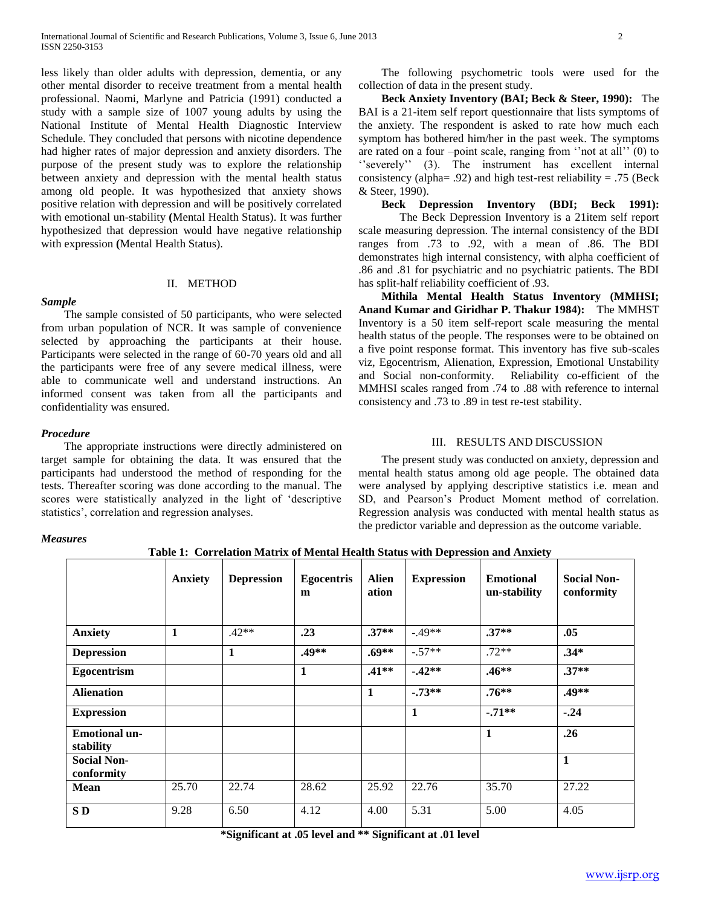less likely than older adults with depression, dementia, or any other mental disorder to receive treatment from a mental health professional. Naomi, Marlyne and Patricia (1991) conducted a study with a sample size of 1007 young adults by using the National Institute of Mental Health Diagnostic Interview Schedule. They concluded that persons with nicotine dependence had higher rates of major depression and anxiety disorders. The purpose of the present study was to explore the relationship between anxiety and depression with the mental health status among old people. It was hypothesized that anxiety shows positive relation with depression and will be positively correlated with emotional un-stability **(**Mental Health Status). It was further hypothesized that depression would have negative relationship with expression **(**Mental Health Status).

## II. METHOD

### *Sample*

The sample consisted of 50 participants, who were selected from urban population of NCR. It was sample of convenience selected by approaching the participants at their house. Participants were selected in the range of 60-70 years old and all the participants were free of any severe medical illness, were able to communicate well and understand instructions. An informed consent was taken from all the participants and confidentiality was ensured.

### *Procedure*

The appropriate instructions were directly administered on target sample for obtaining the data. It was ensured that the participants had understood the method of responding for the tests. Thereafter scoring was done according to the manual. The scores were statistically analyzed in the light of 'descriptive statistics', correlation and regression analyses.

### *Measures*

The following psychometric tools were used for the collection of data in the present study.

**Beck Anxiety Inventory (BAI; Beck & Steer, 1990):** The BAI is a 21-item self report questionnaire that lists symptoms of the anxiety. The respondent is asked to rate how much each symptom has bothered him/her in the past week. The symptoms are rated on a four –point scale, ranging from ''not at all'' (0) to ''severely'' (3). The instrument has excellent internal consistency (alpha= .92) and high test-rest reliability = .75 (Beck & Steer, 1990).

**Beck Depression Inventory (BDI; Beck 1991):** The Beck Depression Inventory is a 21item self report scale measuring depression. The internal consistency of the BDI ranges from .73 to .92, with a mean of .86. The BDI demonstrates high internal consistency, with alpha coefficient of .86 and .81 for psychiatric and no psychiatric patients. The BDI has split-half reliability coefficient of .93.

**Mithila Mental Health Status Inventory (MMHSI; Anand Kumar and Giridhar P. Thakur 1984):** The MMHST Inventory is a 50 item self-report scale measuring the mental health status of the people. The responses were to be obtained on a five point response format. This inventory has five sub-scales viz, Egocentrism, Alienation, Expression, Emotional Unstability and Social non-conformity. Reliability co-efficient of the MMHSI scales ranged from .74 to .88 with reference to internal consistency and .73 to .89 in test re-test stability.

## III. RESULTS AND DISCUSSION

The present study was conducted on anxiety, depression and mental health status among old age people. The obtained data were analysed by applying descriptive statistics i.e. mean and SD, and Pearson's Product Moment method of correlation. Regression analysis was conducted with mental health status as the predictor variable and depression as the outcome variable.

**Table 1: Correlation Matrix of Mental Health Status with Depression and Anxiety**

| | Anxiety | Depression | Egocentrism | Alienation | Expression | Emotional un-stability | Social Non-conformity |
|---|---|---|---|---|---|---|---|
| **Anxiety** | **1** | .42** | **.23** | **.37**** | -.49** | **.37**** | **.05** |
| **Depression** | | **1** | **.49**** | **.69**** | -.57** | .72** | **.34*** |
| **Egocentrism** | | | **1** | **.41**** | **-.42**** | **.46**** | **.37**** |
| **Alienation** | | | | **1** | **-.73**** | **.76**** | **.49**** |
| **Expression** | | | | | **1** | **-.71**** | **-.24** |
| **Emotional un-stability** | | | | | | **1** | **.26** |
| **Social Non-conformity** | | | | | | | **1** |
| **Mean** | 25.70 | 22.74 | 28.62 | 25.92 | 22.76 | 35.70 | 27.22 |
| **S D** | 9.28 | 6.50 | 4.12 | 4.00 | 5.31 | 5.00 | 4.05 |

**\*Significant at .05 level and \*\* Significant at .01 level**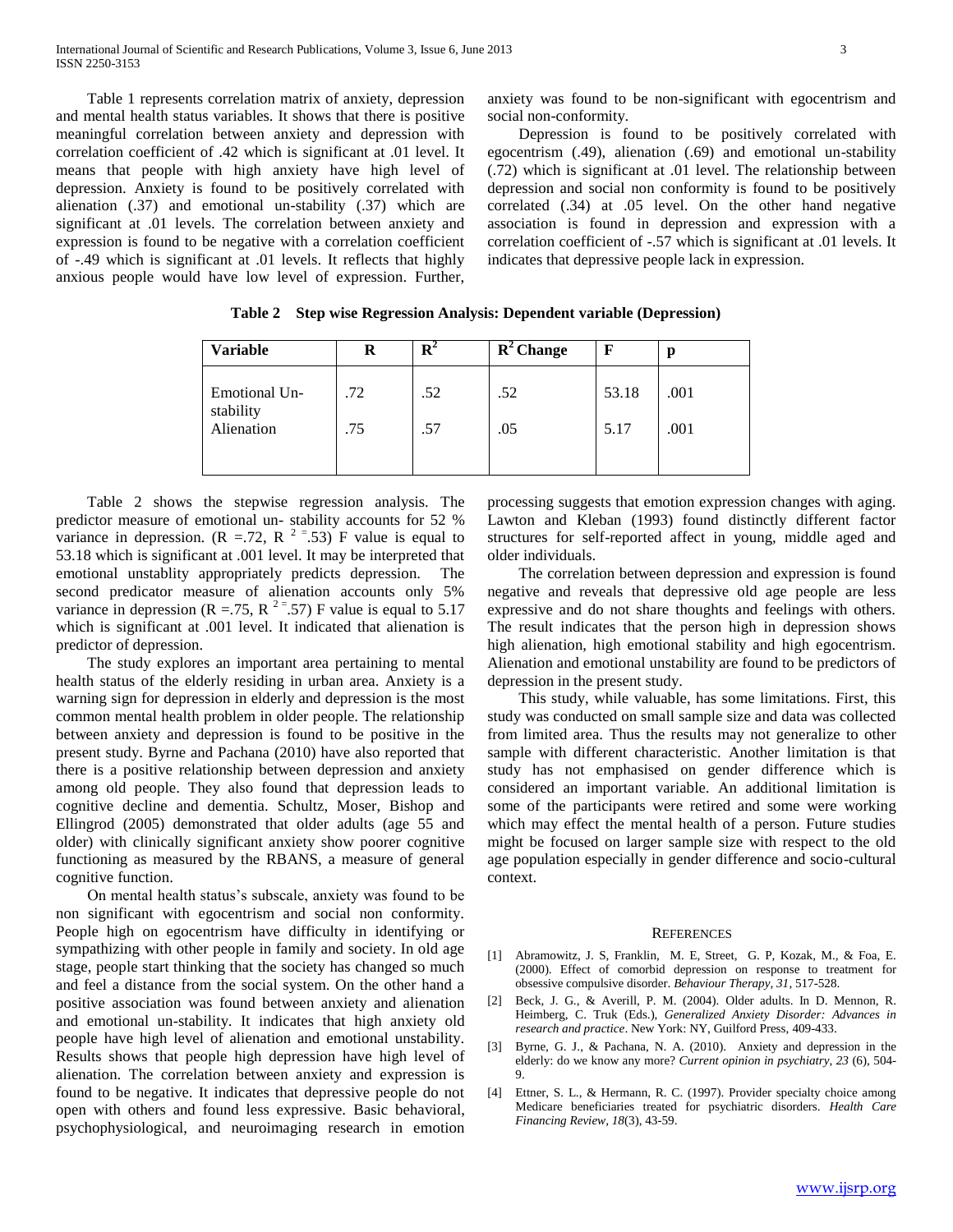Table 1 represents correlation matrix of anxiety, depression and mental health status variables. It shows that there is positive meaningful correlation between anxiety and depression with correlation coefficient of .42 which is significant at .01 level. It means that people with high anxiety have high level of depression. Anxiety is found to be positively correlated with alienation (.37) and emotional un-stability (.37) which are significant at .01 levels. The correlation between anxiety and expression is found to be negative with a correlation coefficient of -.49 which is significant at .01 levels. It reflects that highly anxious people would have low level of expression. Further, anxiety was found to be non-significant with egocentrism and social non-conformity.

Depression is found to be positively correlated with egocentrism (.49), alienation (.69) and emotional un-stability (.72) which is significant at .01 level. The relationship between depression and social non conformity is found to be positively correlated (.34) at .05 level. On the other hand negative association is found in depression and expression with a correlation coefficient of -.57 which is significant at .01 levels. It indicates that depressive people lack in expression.

**Table 2 Step wise Regression Analysis: Dependent variable (Depression)**

| Variable | R | $R^2$ | $R^2$ Change | F | p |
|---|---|---|---|---|---|
| Emotional Un-stability | .72 | .52 | .52 | 53.18 | .001 |
| Alienation | .75 | .57 | .05 | 5.17 | .001 |

Table 2 shows the stepwise regression analysis. The predictor measure of emotional un- stability accounts for 52 % variance in depression. ($R = .72$, $R^2 = .53$) F value is equal to 53.18 which is significant at .001 level. It may be interpreted that emotional unstablity appropriately predicts depression. The second predicator measure of alienation accounts only 5% variance in depression ($R = .75$, $R^2 = .57$) F value is equal to 5.17 which is significant at .001 level. It indicated that alienation is predictor of depression.

The study explores an important area pertaining to mental health status of the elderly residing in urban area. Anxiety is a warning sign for depression in elderly and depression is the most common mental health problem in older people. The relationship between anxiety and depression is found to be positive in the present study. Byrne and Pachana (2010) have also reported that there is a positive relationship between depression and anxiety among old people. They also found that depression leads to cognitive decline and dementia. Schultz, Moser, Bishop and Ellingrod (2005) demonstrated that older adults (age 55 and older) with clinically significant anxiety show poorer cognitive functioning as measured by the RBANS, a measure of general cognitive function.

On mental health status's subscale, anxiety was found to be non significant with egocentrism and social non conformity. People high on egocentrism have difficulty in identifying or sympathizing with other people in family and society. In old age stage, people start thinking that the society has changed so much and feel a distance from the social system. On the other hand a positive association was found between anxiety and alienation and emotional un-stability. It indicates that high anxiety old people have high level of alienation and emotional unstability. Results shows that people high depression have high level of alienation. The correlation between anxiety and expression is found to be negative. It indicates that depressive people do not open with others and found less expressive. Basic behavioral, psychophysiological, and neuroimaging research in emotion processing suggests that emotion expression changes with aging. Lawton and Kleban (1993) found distinctly different factor structures for self-reported affect in young, middle aged and older individuals.

The correlation between depression and expression is found negative and reveals that depressive old age people are less expressive and do not share thoughts and feelings with others. The result indicates that the person high in depression shows high alienation, high emotional stability and high egocentrism. Alienation and emotional unstability are found to be predictors of depression in the present study.

This study, while valuable, has some limitations. First, this study was conducted on small sample size and data was collected from limited area. Thus the results may not generalize to other sample with different characteristic. Another limitation is that study has not emphasised on gender difference which is considered an important variable. An additional limitation is some of the participants were retired and some were working which may effect the mental health of a person. Future studies might be focused on larger sample size with respect to the old age population especially in gender difference and socio-cultural context.

## REFERENCES

[1] Abramowitz, J. S, Franklin, M. E, Street, G. P, Kozak, M., & Foa, E. (2000). Effect of comorbid depression on response to treatment for obsessive compulsive disorder. *Behaviour Therapy, 31*, 517-528.

[2] Beck, J. G., & Averill, P. M. (2004). Older adults. In D. Mennon, R. Heimberg, C. Truk (Eds.), *Generalized Anxiety Disorder: Advances in research and practice*. New York: NY, Guilford Press, 409-433.

[3] Byrne, G. J., & Pachana, N. A. (2010). Anxiety and depression in the elderly: do we know any more? *Current opinion in psychiatry, 23* (6), 504-9.

[4] Ettner, S. L., & Hermann, R. C. (1997). Provider specialty choice among Medicare beneficiaries treated for psychiatric disorders. *Health Care Financing Review, 18*(3), 43-59.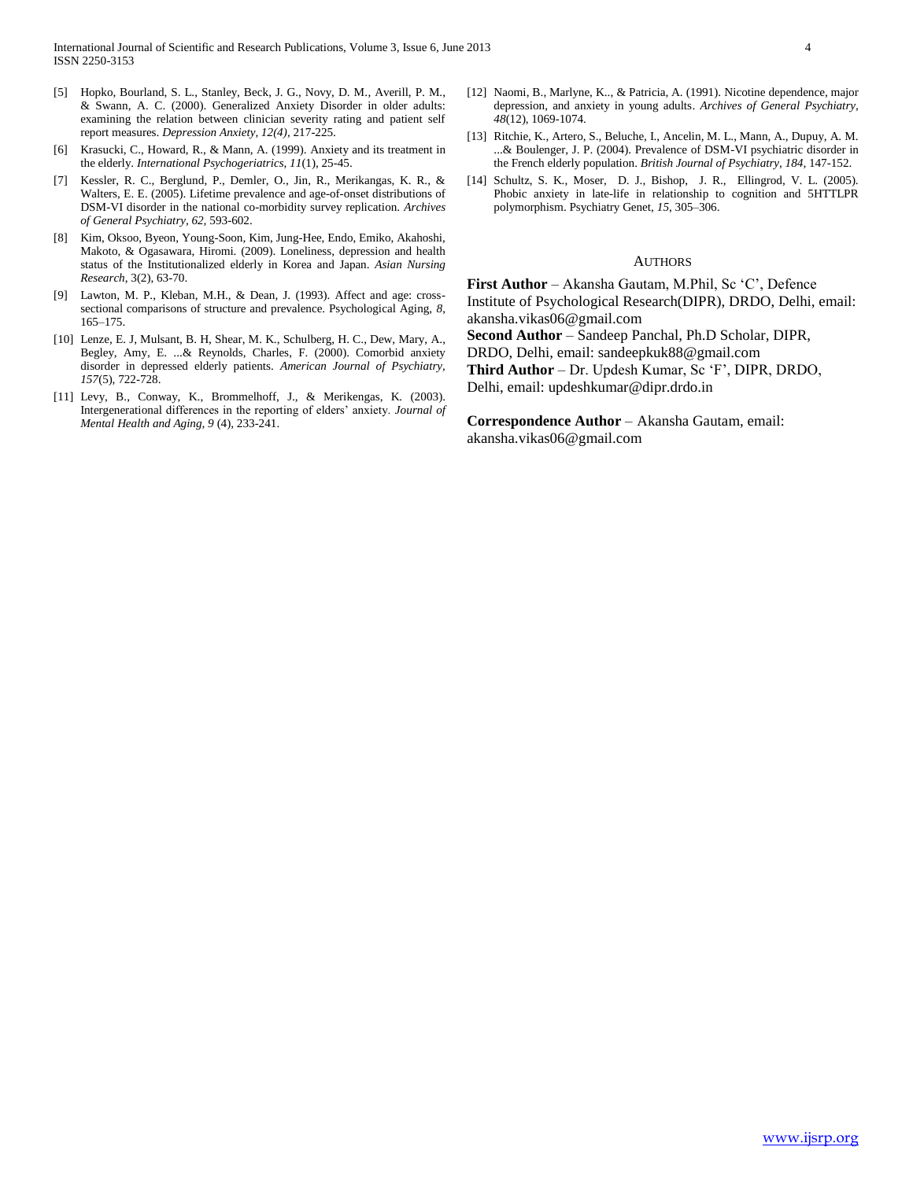[5] Hopko, Bourland, S. L., Stanley, Beck, J. G., Novy, D. M., Averill, P. M., & Swann, A. C. (2000). Generalized Anxiety Disorder in older adults: examining the relation between clinician severity rating and patient self report measures. *Depression Anxiety, 12(4)*, 217-225.

[6] Krasucki, C., Howard, R., & Mann, A. (1999). Anxiety and its treatment in the elderly. *International Psychogeriatrics, 11*(1), 25-45.

[7] Kessler, R. C., Berglund, P., Demler, O., Jin, R., Merikangas, K. R., & Walters, E. E. (2005). Lifetime prevalence and age-of-onset distributions of DSM-VI disorder in the national co-morbidity survey replication. *Archives of General Psychiatry, 62*, 593-602.

[8] Kim, Oksoo, Byeon, Young-Soon, Kim, Jung-Hee, Endo, Emiko, Akahoshi, Makoto, & Ogasawara, Hiromi. (2009). Loneliness, depression and health status of the Institutionalized elderly in Korea and Japan. *Asian Nursing Research*, 3(2), 63-70.

[9] Lawton, M. P., Kleban, M.H., & Dean, J. (1993). Affect and age: cross-sectional comparisons of structure and prevalence. Psychological Aging, *8*, 165–175.

[10] Lenze, E. J, Mulsant, B. H, Shear, M. K., Schulberg, H. C., Dew, Mary, A., Begley, Amy, E. ...& Reynolds, Charles, F. (2000). Comorbid anxiety disorder in depressed elderly patients. *American Journal of Psychiatry, 157*(5), 722-728.

[11] Levy, B., Conway, K., Brommelhoff, J., & Merikengas, K. (2003). Intergenerational differences in the reporting of elders' anxiety. *Journal of Mental Health and Aging, 9* (4), 233-241.

[12] Naomi, B., Marlyne, K.., & Patricia, A. (1991). Nicotine dependence, major depression, and anxiety in young adults. *Archives of General Psychiatry, 48*(12), 1069-1074.

[13] Ritchie, K., Artero, S., Beluche, I., Ancelin, M. L., Mann, A., Dupuy, A. M. ...& Boulenger, J. P. (2004). Prevalence of DSM-VI psychiatric disorder in the French elderly population. *British Journal of Psychiatry, 184*, 147-152.

[14] Schultz, S. K., Moser, D. J., Bishop, J. R., Ellingrod, V. L. (2005). Phobic anxiety in late-life in relationship to cognition and 5HTTLPR polymorphism. Psychiatry Genet, *15*, 305–306.

## AUTHORS

**First Author** – Akansha Gautam, M.Phil, Sc 'C', Defence Institute of Psychological Research(DIPR), DRDO, Delhi, email: akansha.vikas06@gmail.com

**Second Author** – Sandeep Panchal, Ph.D Scholar, DIPR, DRDO, Delhi, email: sandeepkuk88@gmail.com

**Third Author** – Dr. Updesh Kumar, Sc 'F', DIPR, DRDO, Delhi, email: updeshkumar@dipr.drdo.in

**Correspondence Author** – Akansha Gautam, email: akansha.vikas06@gmail.com